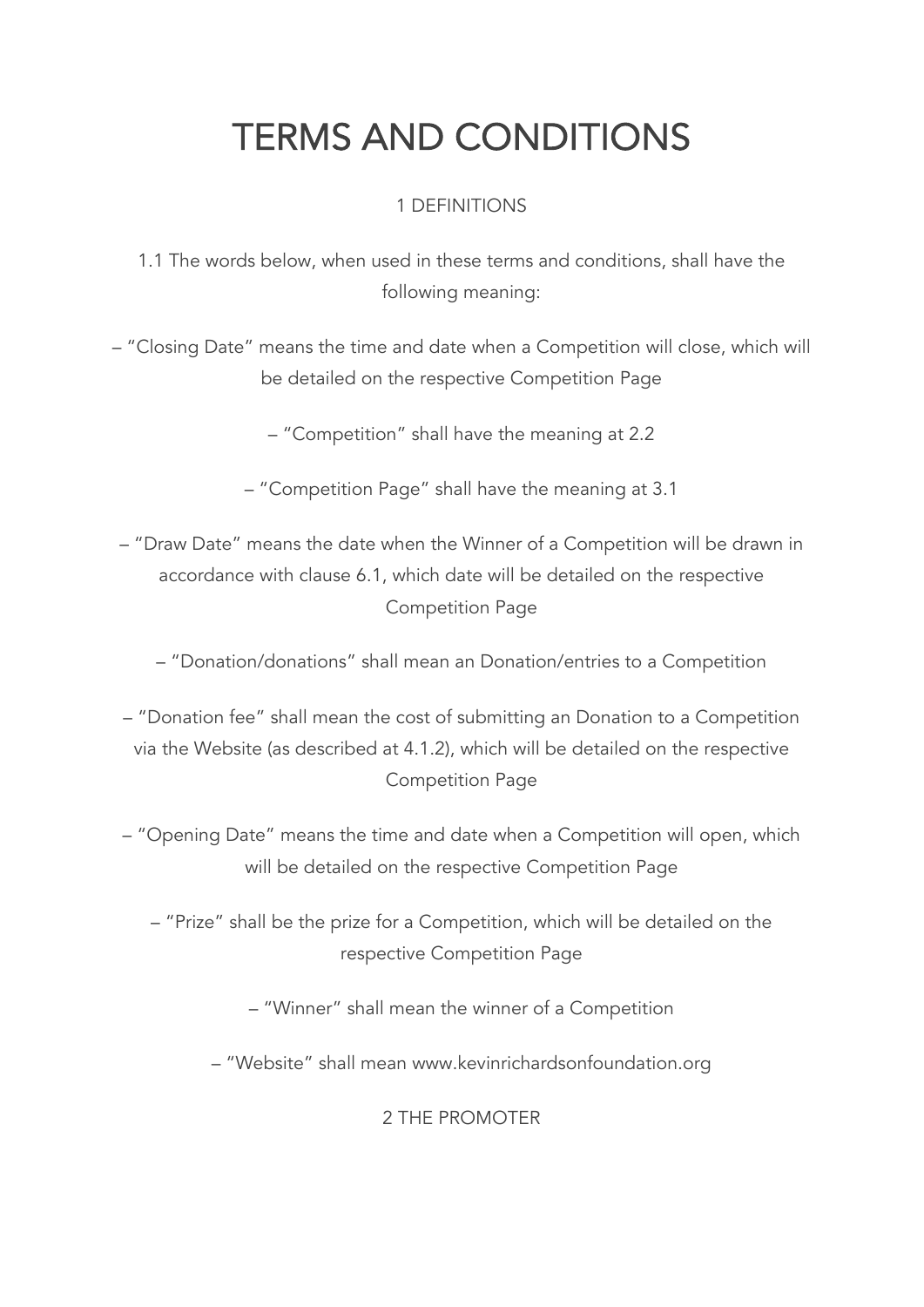# TERMS AND CONDITIONS

## 1 DEFINITIONS

1.1 The words below, when used in these terms and conditions, shall have the following meaning:

– "Closing Date" means the time and date when a Competition will close, which will be detailed on the respective Competition Page

– "Competition" shall have the meaning at 2.2

– "Competition Page" shall have the meaning at 3.1

– "Draw Date" means the date when the Winner of a Competition will be drawn in accordance with clause 6.1, which date will be detailed on the respective Competition Page

– "Donation/donations" shall mean an Donation/entries to a Competition

– "Donation fee" shall mean the cost of submitting an Donation to a Competition via the Website (as described at 4.1.2), which will be detailed on the respective Competition Page

– "Opening Date" means the time and date when a Competition will open, which will be detailed on the respective Competition Page

– "Prize" shall be the prize for a Competition, which will be detailed on the respective Competition Page

– "Winner" shall mean the winner of a Competition

– "Website" shall mean www.kevinrichardsonfoundation.org

## 2 THE PROMOTER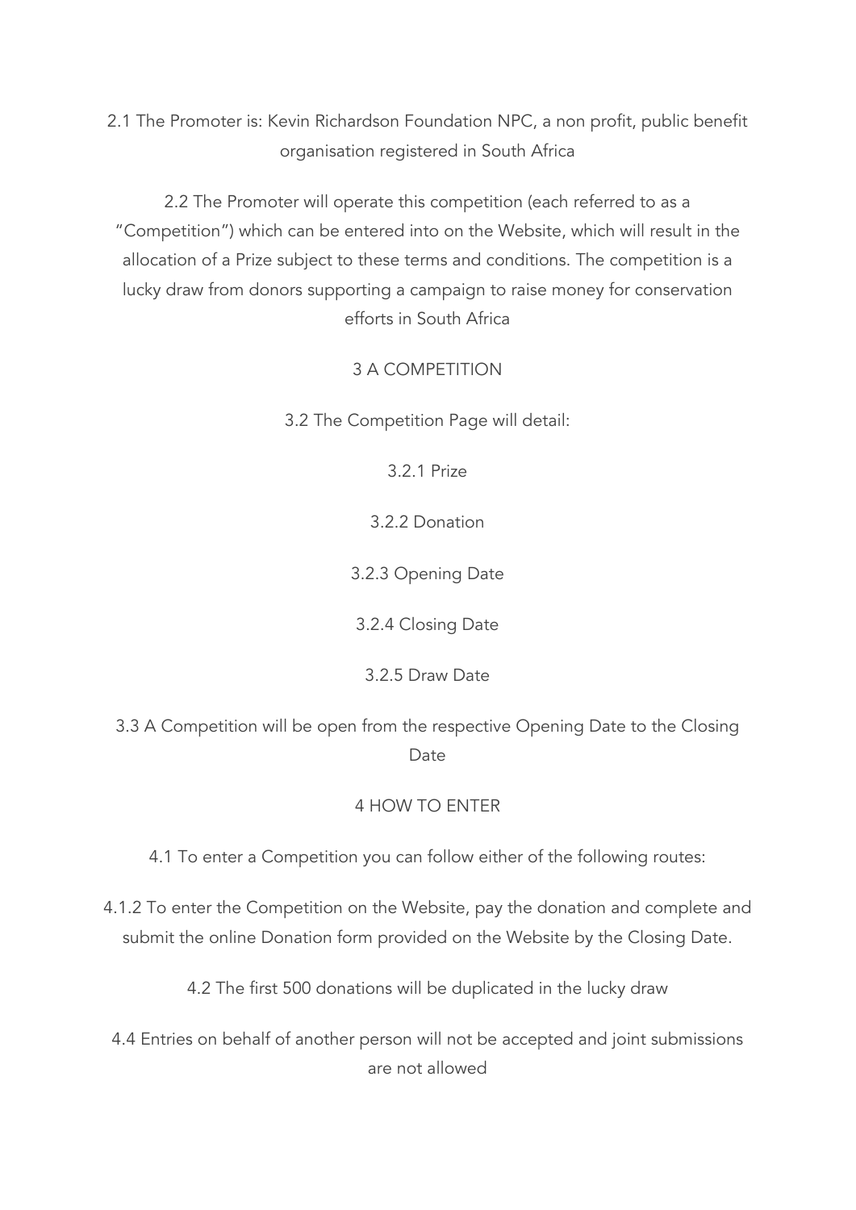2.1 The Promoter is: Kevin Richardson Foundation NPC, a non profit, public benefit organisation registered in South Africa

2.2 The Promoter will operate this competition (each referred to as a "Competition") which can be entered into on the Website, which will result in the allocation of a Prize subject to these terms and conditions. The competition is a lucky draw from donors supporting a campaign to raise money for conservation efforts in South Africa

## 3 A COMPETITION

3.2 The Competition Page will detail:

3.2.1 Prize

3.2.2 Donation

3.2.3 Opening Date

3.2.4 Closing Date

3.2.5 Draw Date

3.3 A Competition will be open from the respective Opening Date to the Closing Date

## 4 HOW TO ENTER

4.1 To enter a Competition you can follow either of the following routes:

4.1.2 To enter the Competition on the Website, pay the donation and complete and submit the online Donation form provided on the Website by the Closing Date.

4.2 The first 500 donations will be duplicated in the lucky draw

4.4 Entries on behalf of another person will not be accepted and joint submissions are not allowed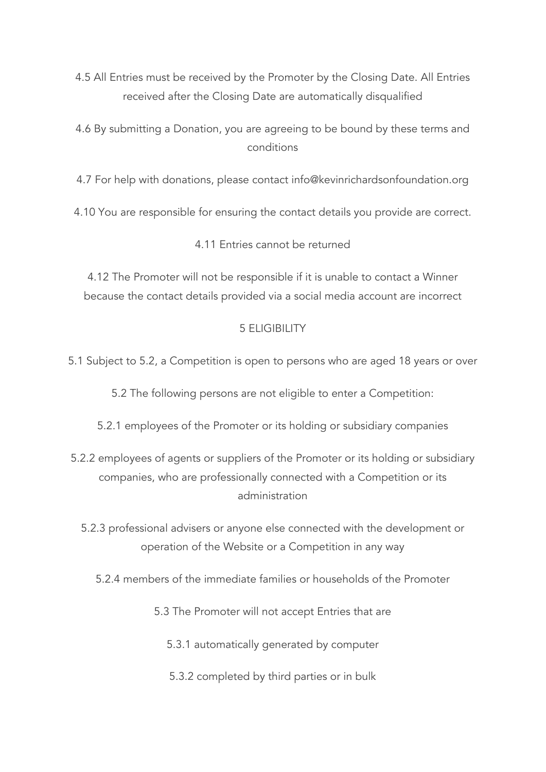4.5 All Entries must be received by the Promoter by the Closing Date. All Entries received after the Closing Date are automatically disqualified

4.6 By submitting a Donation, you are agreeing to be bound by these terms and conditions

4.7 For help with donations, please contact info@kevinrichardsonfoundation.org

4.10 You are responsible for ensuring the contact details you provide are correct.

4.11 Entries cannot be returned

4.12 The Promoter will not be responsible if it is unable to contact a Winner because the contact details provided via a social media account are incorrect

## 5 ELIGIBILITY

5.1 Subject to 5.2, a Competition is open to persons who are aged 18 years or over

5.2 The following persons are not eligible to enter a Competition:

5.2.1 employees of the Promoter or its holding or subsidiary companies

5.2.2 employees of agents or suppliers of the Promoter or its holding or subsidiary companies, who are professionally connected with a Competition or its administration

5.2.3 professional advisers or anyone else connected with the development or operation of the Website or a Competition in any way

5.2.4 members of the immediate families or households of the Promoter

5.3 The Promoter will not accept Entries that are

5.3.1 automatically generated by computer

5.3.2 completed by third parties or in bulk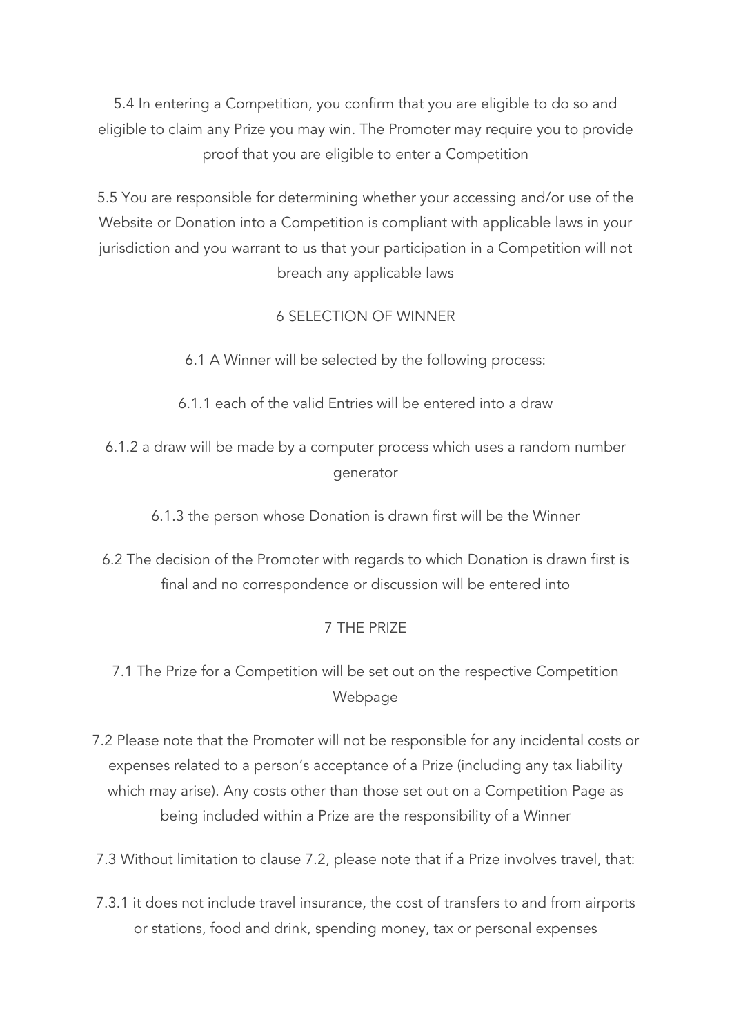5.4 In entering a Competition, you confirm that you are eligible to do so and eligible to claim any Prize you may win. The Promoter may require you to provide proof that you are eligible to enter a Competition

5.5 You are responsible for determining whether your accessing and/or use of the Website or Donation into a Competition is compliant with applicable laws in your jurisdiction and you warrant to us that your participation in a Competition will not breach any applicable laws

## 6 SELECTION OF WINNER

6.1 A Winner will be selected by the following process:

6.1.1 each of the valid Entries will be entered into a draw

6.1.2 a draw will be made by a computer process which uses a random number generator

6.1.3 the person whose Donation is drawn first will be the Winner

6.2 The decision of the Promoter with regards to which Donation is drawn first is final and no correspondence or discussion will be entered into

## 7 THE PRIZE

7.1 The Prize for a Competition will be set out on the respective Competition Webpage

7.2 Please note that the Promoter will not be responsible for any incidental costs or expenses related to a person's acceptance of a Prize (including any tax liability which may arise). Any costs other than those set out on a Competition Page as being included within a Prize are the responsibility of a Winner

7.3 Without limitation to clause 7.2, please note that if a Prize involves travel, that:

7.3.1 it does not include travel insurance, the cost of transfers to and from airports or stations, food and drink, spending money, tax or personal expenses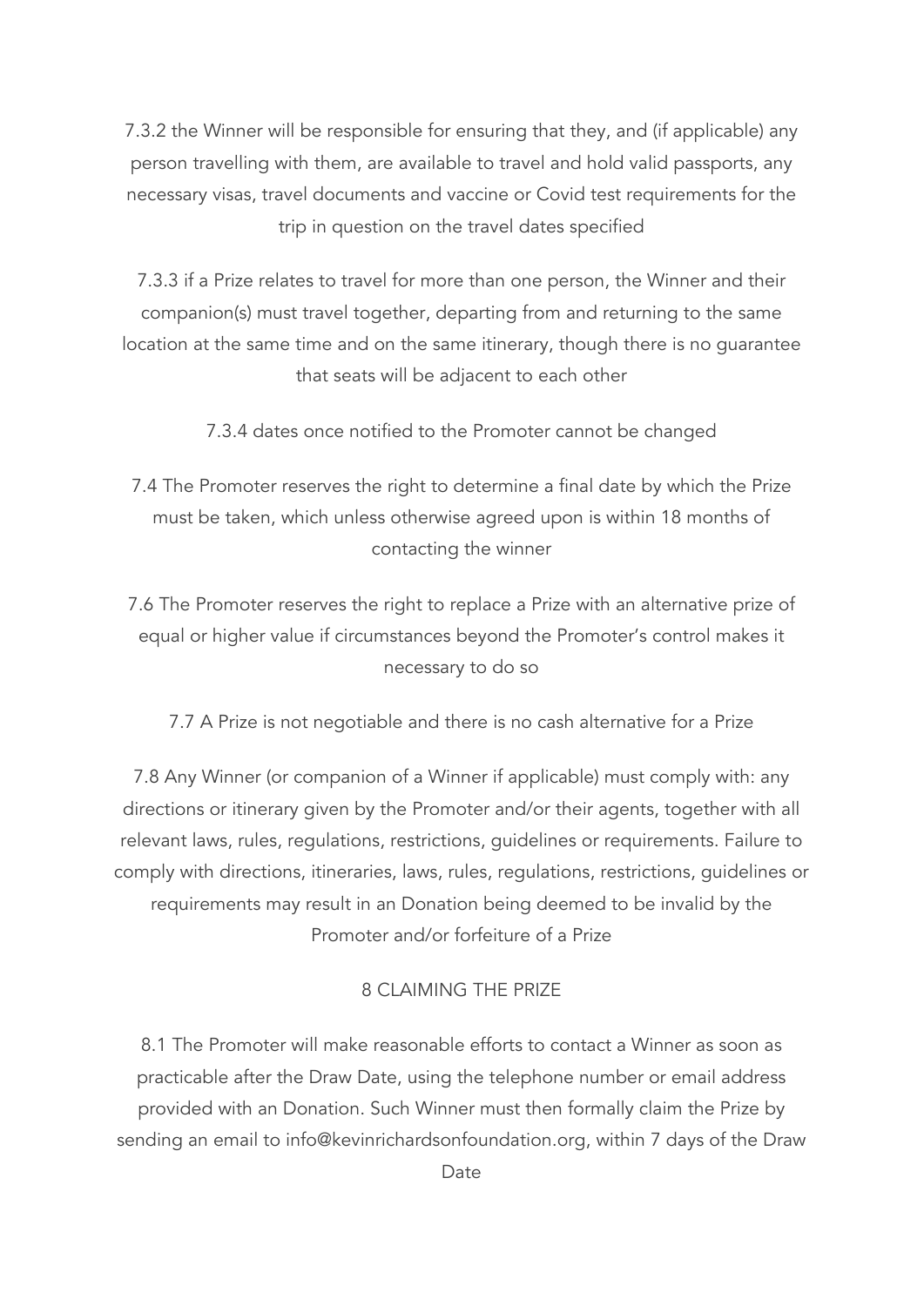7.3.2 the Winner will be responsible for ensuring that they, and (if applicable) any person travelling with them, are available to travel and hold valid passports, any necessary visas, travel documents and vaccine or Covid test requirements for the trip in question on the travel dates specified

7.3.3 if a Prize relates to travel for more than one person, the Winner and their companion(s) must travel together, departing from and returning to the same location at the same time and on the same itinerary, though there is no guarantee that seats will be adjacent to each other

7.3.4 dates once notified to the Promoter cannot be changed

7.4 The Promoter reserves the right to determine a final date by which the Prize must be taken, which unless otherwise agreed upon is within 18 months of contacting the winner

7.6 The Promoter reserves the right to replace a Prize with an alternative prize of equal or higher value if circumstances beyond the Promoter's control makes it necessary to do so

7.7 A Prize is not negotiable and there is no cash alternative for a Prize

7.8 Any Winner (or companion of a Winner if applicable) must comply with: any directions or itinerary given by the Promoter and/or their agents, together with all relevant laws, rules, regulations, restrictions, guidelines or requirements. Failure to comply with directions, itineraries, laws, rules, regulations, restrictions, guidelines or requirements may result in an Donation being deemed to be invalid by the Promoter and/or forfeiture of a Prize

## 8 CLAIMING THE PRIZE

8.1 The Promoter will make reasonable efforts to contact a Winner as soon as practicable after the Draw Date, using the telephone number or email address provided with an Donation. Such Winner must then formally claim the Prize by sending an email to info@kevinrichardsonfoundation.org, within 7 days of the Draw Date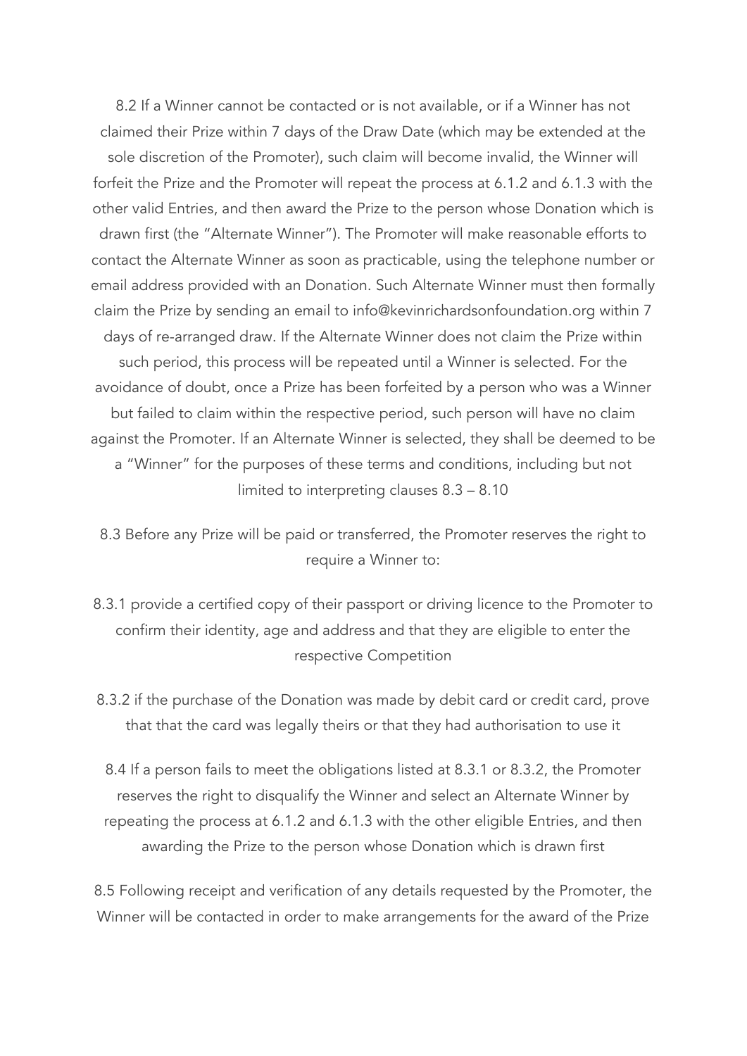8.2 If a Winner cannot be contacted or is not available, or if a Winner has not claimed their Prize within 7 days of the Draw Date (which may be extended at the sole discretion of the Promoter), such claim will become invalid, the Winner will forfeit the Prize and the Promoter will repeat the process at 6.1.2 and 6.1.3 with the other valid Entries, and then award the Prize to the person whose Donation which is drawn first (the "Alternate Winner"). The Promoter will make reasonable efforts to contact the Alternate Winner as soon as practicable, using the telephone number or email address provided with an Donation. Such Alternate Winner must then formally claim the Prize by sending an email to info@kevinrichardsonfoundation.org within 7 days of re-arranged draw. If the Alternate Winner does not claim the Prize within such period, this process will be repeated until a Winner is selected. For the avoidance of doubt, once a Prize has been forfeited by a person who was a Winner but failed to claim within the respective period, such person will have no claim against the Promoter. If an Alternate Winner is selected, they shall be deemed to be a "Winner" for the purposes of these terms and conditions, including but not limited to interpreting clauses 8.3 – 8.10

8.3 Before any Prize will be paid or transferred, the Promoter reserves the right to require a Winner to:

8.3.1 provide a certified copy of their passport or driving licence to the Promoter to confirm their identity, age and address and that they are eligible to enter the respective Competition

8.3.2 if the purchase of the Donation was made by debit card or credit card, prove that that the card was legally theirs or that they had authorisation to use it

8.4 If a person fails to meet the obligations listed at 8.3.1 or 8.3.2, the Promoter reserves the right to disqualify the Winner and select an Alternate Winner by repeating the process at 6.1.2 and 6.1.3 with the other eligible Entries, and then awarding the Prize to the person whose Donation which is drawn first

8.5 Following receipt and verification of any details requested by the Promoter, the Winner will be contacted in order to make arrangements for the award of the Prize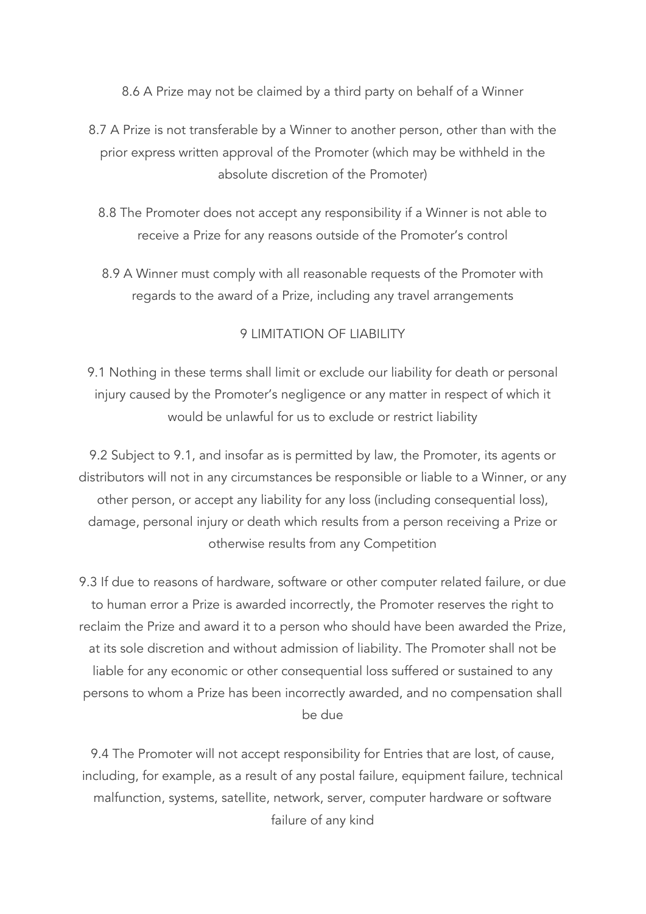8.6 A Prize may not be claimed by a third party on behalf of a Winner

8.7 A Prize is not transferable by a Winner to another person, other than with the prior express written approval of the Promoter (which may be withheld in the absolute discretion of the Promoter)

8.8 The Promoter does not accept any responsibility if a Winner is not able to receive a Prize for any reasons outside of the Promoter's control

8.9 A Winner must comply with all reasonable requests of the Promoter with regards to the award of a Prize, including any travel arrangements

## 9 LIMITATION OF LIABILITY

9.1 Nothing in these terms shall limit or exclude our liability for death or personal injury caused by the Promoter's negligence or any matter in respect of which it would be unlawful for us to exclude or restrict liability

9.2 Subject to 9.1, and insofar as is permitted by law, the Promoter, its agents or distributors will not in any circumstances be responsible or liable to a Winner, or any other person, or accept any liability for any loss (including consequential loss), damage, personal injury or death which results from a person receiving a Prize or otherwise results from any Competition

9.3 If due to reasons of hardware, software or other computer related failure, or due to human error a Prize is awarded incorrectly, the Promoter reserves the right to reclaim the Prize and award it to a person who should have been awarded the Prize, at its sole discretion and without admission of liability. The Promoter shall not be liable for any economic or other consequential loss suffered or sustained to any persons to whom a Prize has been incorrectly awarded, and no compensation shall be due

9.4 The Promoter will not accept responsibility for Entries that are lost, of cause, including, for example, as a result of any postal failure, equipment failure, technical malfunction, systems, satellite, network, server, computer hardware or software failure of any kind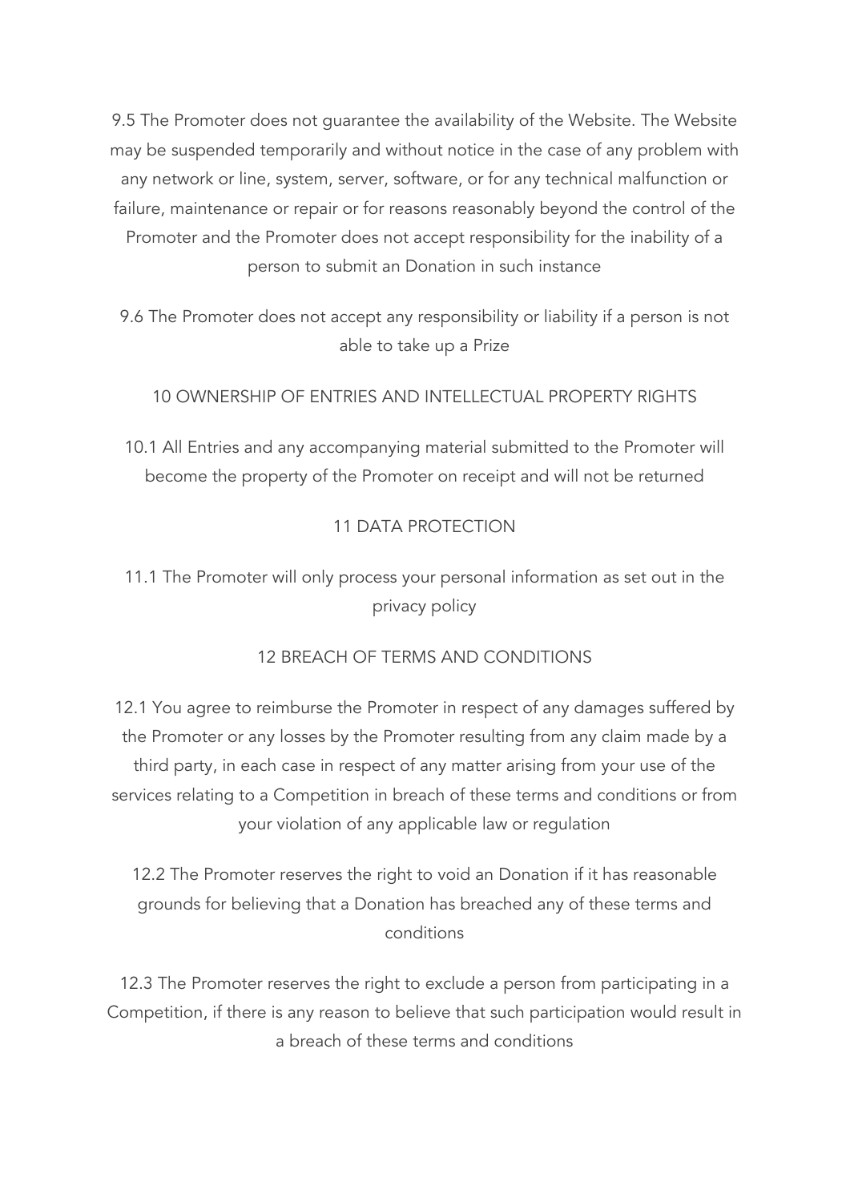9.5 The Promoter does not guarantee the availability of the Website. The Website may be suspended temporarily and without notice in the case of any problem with any network or line, system, server, software, or for any technical malfunction or failure, maintenance or repair or for reasons reasonably beyond the control of the Promoter and the Promoter does not accept responsibility for the inability of a person to submit an Donation in such instance

9.6 The Promoter does not accept any responsibility or liability if a person is not able to take up a Prize

## 10 OWNERSHIP OF ENTRIES AND INTELLECTUAL PROPERTY RIGHTS

10.1 All Entries and any accompanying material submitted to the Promoter will become the property of the Promoter on receipt and will not be returned

## 11 DATA PROTECTION

11.1 The Promoter will only process your personal information as set out in the privacy policy

## 12 BREACH OF TERMS AND CONDITIONS

12.1 You agree to reimburse the Promoter in respect of any damages suffered by the Promoter or any losses by the Promoter resulting from any claim made by a third party, in each case in respect of any matter arising from your use of the services relating to a Competition in breach of these terms and conditions or from your violation of any applicable law or regulation

12.2 The Promoter reserves the right to void an Donation if it has reasonable grounds for believing that a Donation has breached any of these terms and conditions

12.3 The Promoter reserves the right to exclude a person from participating in a Competition, if there is any reason to believe that such participation would result in a breach of these terms and conditions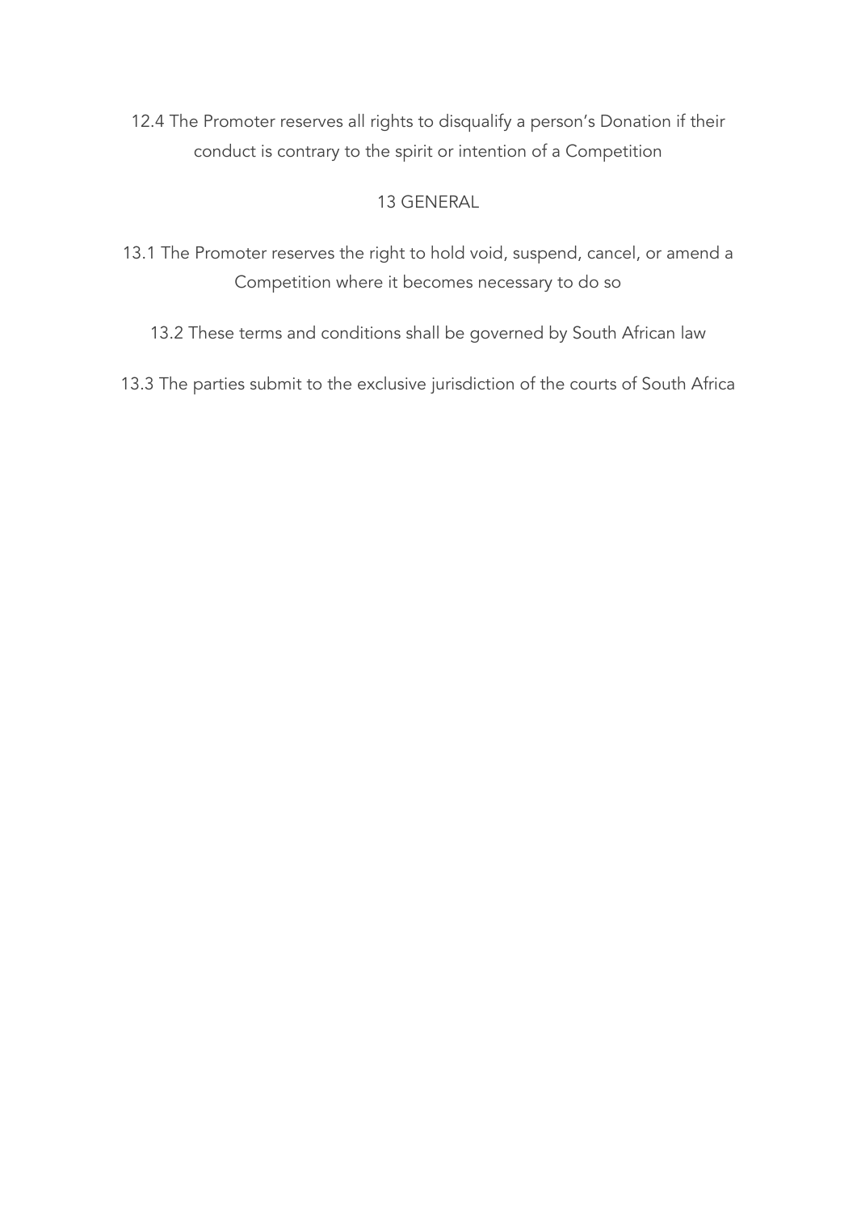12.4 The Promoter reserves all rights to disqualify a person's Donation if their conduct is contrary to the spirit or intention of a Competition

## 13 GENERAL

13.1 The Promoter reserves the right to hold void, suspend, cancel, or amend a Competition where it becomes necessary to do so

13.2 These terms and conditions shall be governed by South African law

13.3 The parties submit to the exclusive jurisdiction of the courts of South Africa